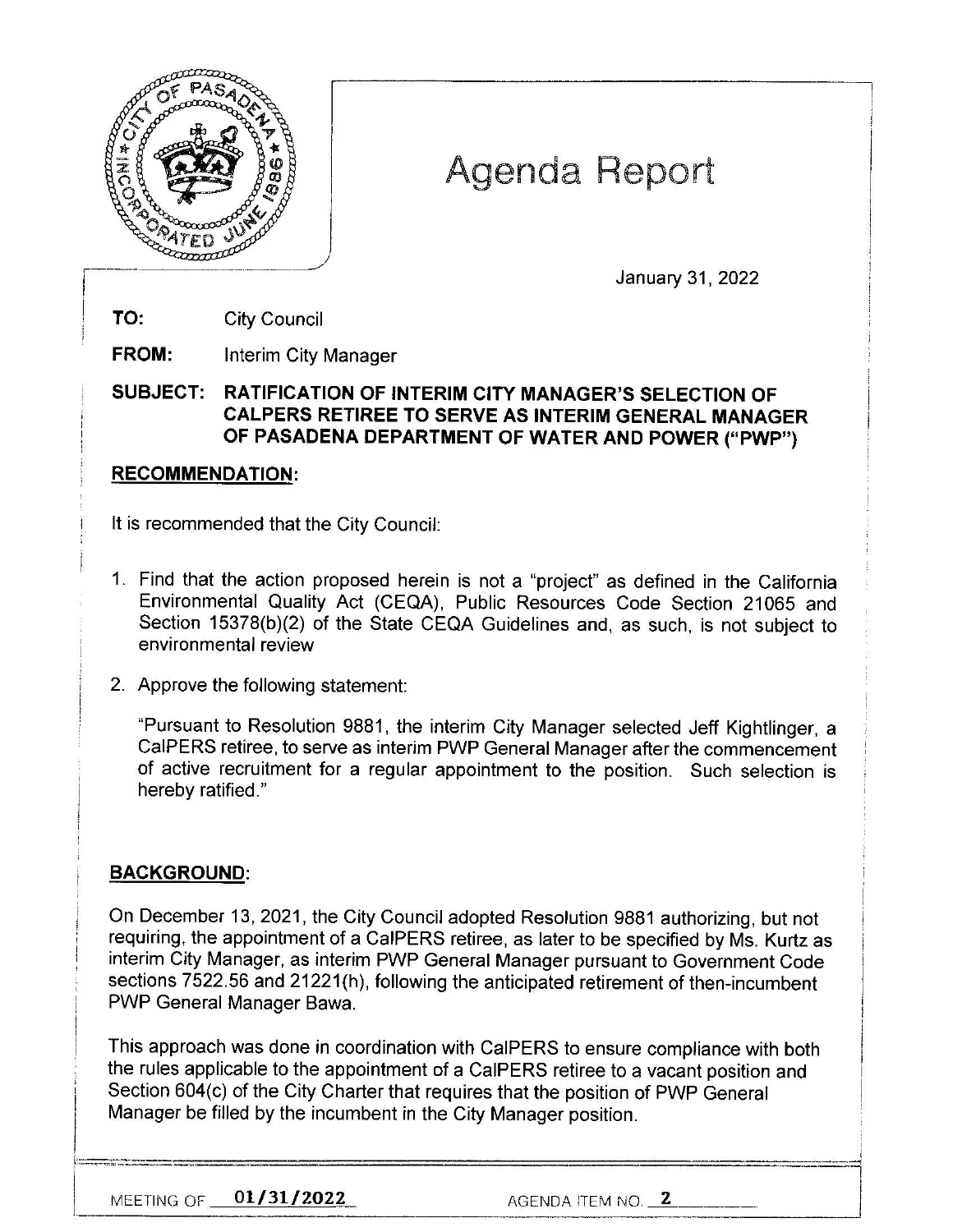# Agenda Report

January 31, 2022

**TO:** City Council

**FROM:** Interim City Manager

**SUBJECT: RATIFICATION OF INTERIM CITY MANAGER'S SELECTION OF CALPERS RETIREE TO SERVE AS INTERIM GENERAL MANAGER OF PASADENA DEPARTMENT OF WATER AND POWER ("PWP")**

## RECOMMENDATION:

It is recommended that the City Council:

1. Find that the action proposed herein is not a "project" as defined in the California Environmental Quality Act (CEQA), Public Resources Code Section 21065 and Section 15378(b)(2) of the State CEQA Guidelines and, as such, is not subject to environmental review

2. Approve the following statement:

   "Pursuant to Resolution 9881, the interim City Manager selected Jeff Kightlinger, a CalPERS retiree, to serve as interim PWP General Manager after the commencement of active recruitment for a regular appointment to the position. Such selection is hereby ratified."

## BACKGROUND:

On December 13, 2021, the City Council adopted Resolution 9881 authorizing, but not requiring, the appointment of a CalPERS retiree, as later to be specified by Ms. Kurtz as interim City Manager, as interim PWP General Manager pursuant to Government Code sections 7522.56 and 21221(h), following the anticipated retirement of then-incumbent PWP General Manager Bawa.

This approach was done in coordination with CalPERS to ensure compliance with both the rules applicable to the appointment of a CalPERS retiree to a vacant position and Section 604(c) of the City Charter that requires that the position of PWP General Manager be filled by the incumbent in the City Manager position.

MEETING OF 01/31/2022 AGENDA ITEM NO. 2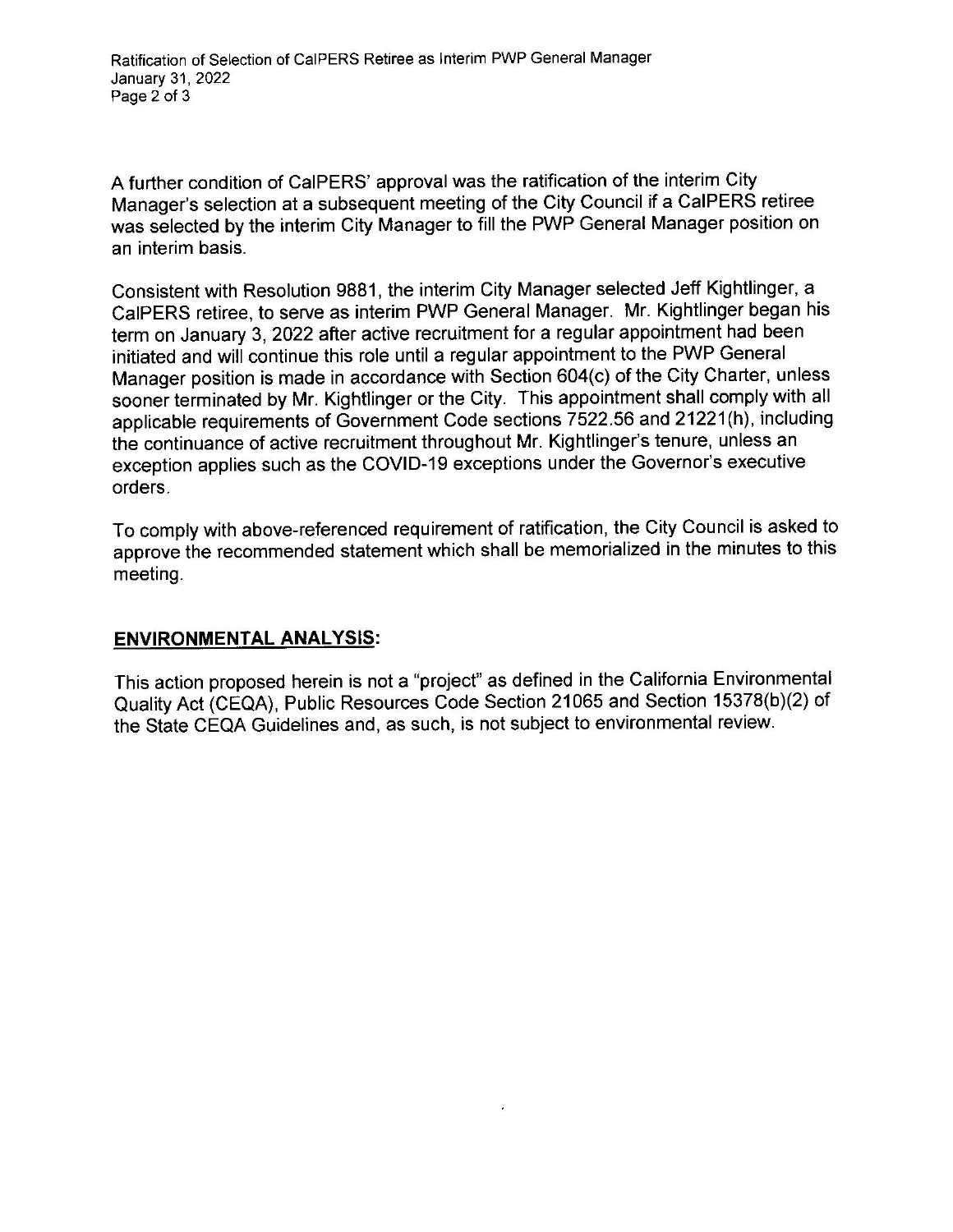A further condition of CalPERS' approval was the ratification of the interim City Manager's selection at a subsequent meeting of the City Council if a CalPERS retiree was selected by the interim City Manager to fill the PWP General Manager position on an interim basis.

Consistent with Resolution 9881, the interim City Manager selected Jeff Kightlinger, a CalPERS retiree, to serve as interim PWP General Manager. Mr. Kightlinger began his term on January 3, 2022 after active recruitment for a regular appointment had been initiated and will continue this role until a regular appointment to the PWP General Manager position is made in accordance with Section 604(c) of the City Charter, unless sooner terminated by Mr. Kightlinger or the City. This appointment shall comply with all applicable requirements of Government Code sections 7522.56 and 21221(h), including the continuance of active recruitment throughout Mr. Kightlinger's tenure, unless an exception applies such as the COVID-19 exceptions under the Governor's executive orders.

To comply with above-referenced requirement of ratification, the City Council is asked to approve the recommended statement which shall be memorialized in the minutes to this meeting.

## ENVIRONMENTAL ANALYSIS:

This action proposed herein is not a "project" as defined in the California Environmental Quality Act (CEQA), Public Resources Code Section 21065 and Section 15378(b)(2) of the State CEQA Guidelines and, as such, is not subject to environmental review.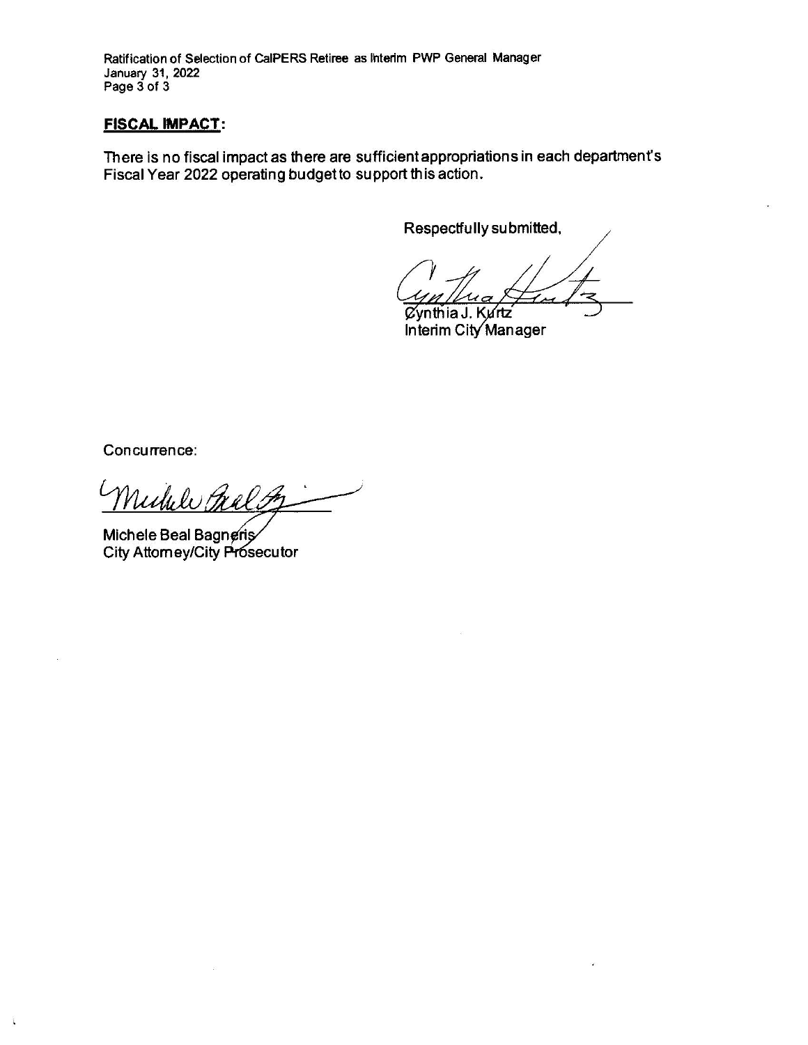**FISCAL IMPACT:**

There is no fiscal impact as there are sufficient appropriations in each department's Fiscal Year 2022 operating budget to support this action.

Respectfully submitted,

Cynthia J. Kurtz
Interim City Manager

Concurrence:

Michele Beal Bagneris
City Attorney/City Prosecutor